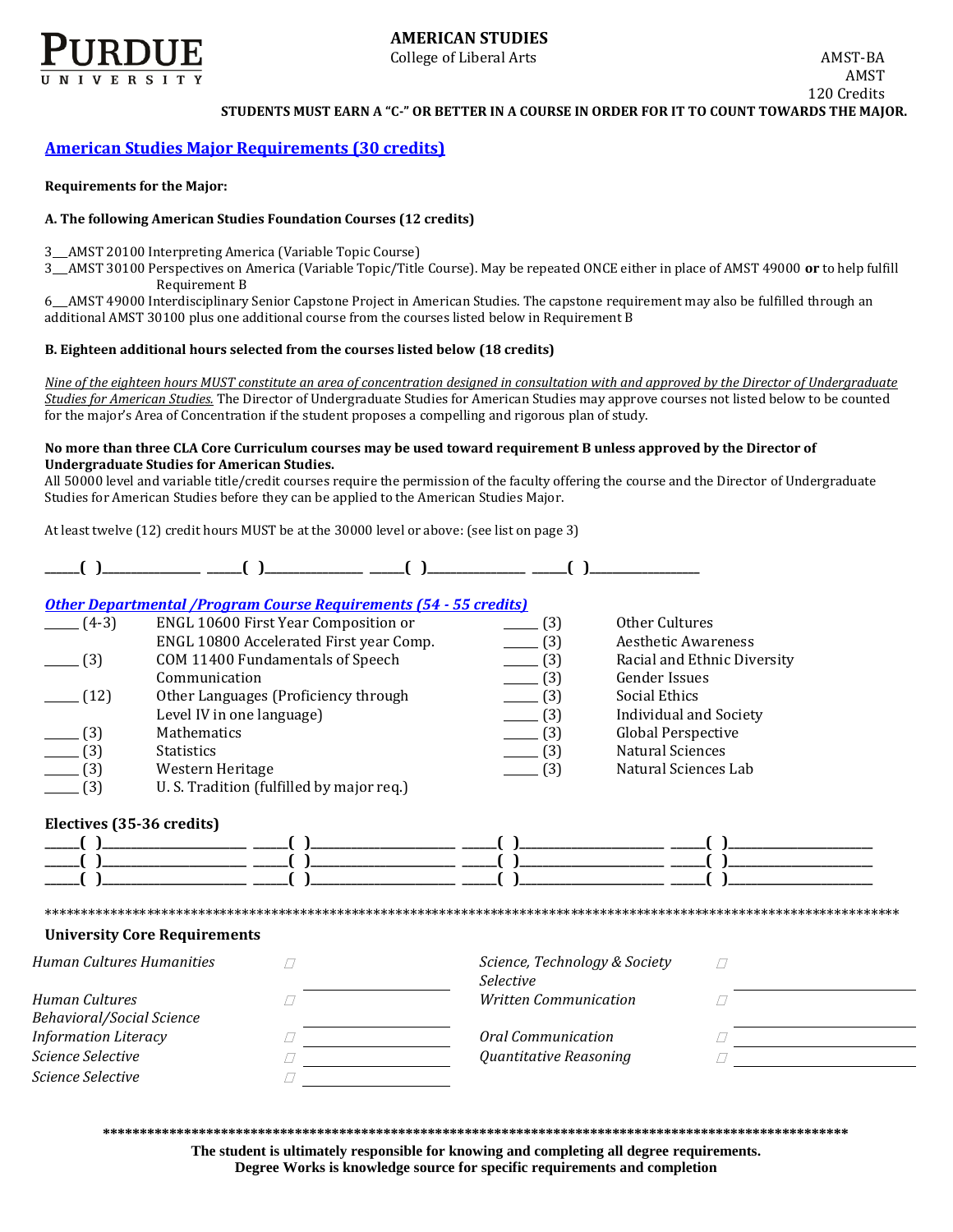PURDUE UNIVERSITY

# AMERICAN STUDIES

College of Liberal Arts

AMST-BA
AMST
120 Credits

**STUDENTS MUST EARN A "C-" OR BETTER IN A COURSE IN ORDER FOR IT TO COUNT TOWARDS THE MAJOR.**

## American Studies Major Requirements (30 credits)

**Requirements for the Major:**

**A. The following American Studies Foundation Courses (12 credits)**

3___AMST 20100 Interpreting America (Variable Topic Course)
3___AMST 30100 Perspectives on America (Variable Topic/Title Course). May be repeated ONCE either in place of AMST 49000 **or** to help fulfill Requirement B
6___AMST 49000 Interdisciplinary Senior Capstone Project in American Studies. The capstone requirement may also be fulfilled through an additional AMST 30100 plus one additional course from the courses listed below in Requirement B

**B. Eighteen additional hours selected from the courses listed below (18 credits)**

*Nine of the eighteen hours MUST constitute an area of concentration designed in consultation with and approved by the Director of Undergraduate Studies for American Studies.* The Director of Undergraduate Studies for American Studies may approve courses not listed below to be counted for the major's Area of Concentration if the student proposes a compelling and rigorous plan of study.

**No more than three CLA Core Curriculum courses may be used toward requirement B unless approved by the Director of Undergraduate Studies for American Studies.**
All 50000 level and variable title/credit courses require the permission of the faculty offering the course and the Director of Undergraduate Studies for American Studies before they can be applied to the American Studies Major.

At least twelve (12) credit hours MUST be at the 30000 level or above: (see list on page 3)

_____( )_______________ _____( )_______________ _____( )_______________ _____( )_________________

## *Other Departmental /Program Course Requirements (54 - 55 credits)*

| | | | |
|---|---|---|---|
| _____ (4-3) | ENGL 10600 First Year Composition or ENGL 10800 Accelerated First year Comp. | _____ (3) | Other Cultures |
| | | _____ (3) | Aesthetic Awareness |
| _____ (3) | COM 11400 Fundamentals of Speech Communication | _____ (3) | Racial and Ethnic Diversity |
| | | _____ (3) | Gender Issues |
| _____ (12) | Other Languages (Proficiency through Level IV in one language) | _____ (3) | Social Ethics |
| | | _____ (3) | Individual and Society |
| _____ (3) | Mathematics | _____ (3) | Global Perspective |
| _____ (3) | Statistics | _____ (3) | Natural Sciences |
| _____ (3) | Western Heritage | _____ (3) | Natural Sciences Lab |
| _____ (3) | U. S. Tradition (fulfilled by major req.) | | |

**Electives (35-36 credits)**

_____( )______________________ _____( )______________________ _____( )______________________ _____( )______________________
_____( )______________________ _____( )______________________ _____( )______________________ _____( )______________________
_____( )______________________ _____( )______________________ _____( )______________________ _____( )______________________

******************************************************************************************************************

**University Core Requirements**

| | | | | | |
|---|---|---|---|---|---|
| *Human Cultures Humanities* | ☐ | ______________ | *Science, Technology & Society Selective* | ☐ | ______________ |
| *Human Cultures Behavioral/Social Science* | ☐ | ______________ | *Written Communication* | ☐ | ______________ |
| *Information Literacy* | ☐ | ______________ | *Oral Communication* | ☐ | ______________ |
| *Science Selective* | ☐ | ______________ | *Quantitative Reasoning* | ☐ | ______________ |
| *Science Selective* | ☐ | ______________ | | | |

******************************************************************************************************************

**The student is ultimately responsible for knowing and completing all degree requirements.**
**Degree Works is knowledge source for specific requirements and completion**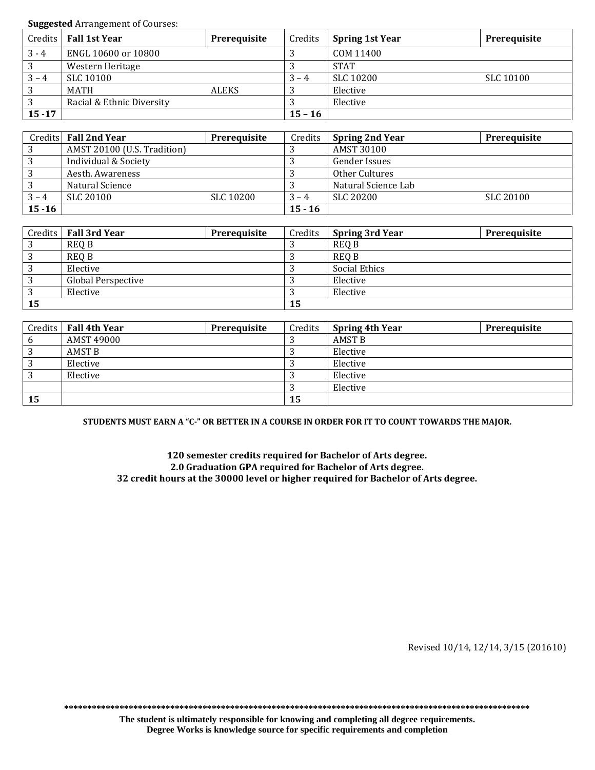**Suggested** Arrangement of Courses:

| Credits | Fall 1st Year | Prerequisite | Credits | Spring 1st Year | Prerequisite |
|---|---|---|---|---|---|
| 3 - 4 | ENGL 10600 or 10800 | | 3 | COM 11400 | |
| 3 | Western Heritage | | 3 | STAT | |
| 3 – 4 | SLC 10100 | | 3 – 4 | SLC 10200 | SLC 10100 |
| 3 | MATH | ALEKS | 3 | Elective | |
| 3 | Racial & Ethnic Diversity | | 3 | Elective | |
| **15 -17** | | | **15 – 16** | | |

| Credits | Fall 2nd Year | Prerequisite | Credits | Spring 2nd Year | Prerequisite |
|---|---|---|---|---|---|
| 3 | AMST 20100 (U.S. Tradition) | | 3 | AMST 30100 | |
| 3 | Individual & Society | | 3 | Gender Issues | |
| 3 | Aesth. Awareness | | 3 | Other Cultures | |
| 3 | Natural Science | | 3 | Natural Science Lab | |
| 3 – 4 | SLC 20100 | SLC 10200 | 3 – 4 | SLC 20200 | SLC 20100 |
| **15 -16** | | | **15 - 16** | | |

| Credits | Fall 3rd Year | Prerequisite | Credits | Spring 3rd Year | Prerequisite |
|---|---|---|---|---|---|
| 3 | REQ B | | 3 | REQ B | |
| 3 | REQ B | | 3 | REQ B | |
| 3 | Elective | | 3 | Social Ethics | |
| 3 | Global Perspective | | 3 | Elective | |
| 3 | Elective | | 3 | Elective | |
| **15** | | | **15** | | |

| Credits | Fall 4th Year | Prerequisite | Credits | Spring 4th Year | Prerequisite |
|---|---|---|---|---|---|
| 6 | AMST 49000 | | 3 | AMST B | |
| 3 | AMST B | | 3 | Elective | |
| 3 | Elective | | 3 | Elective | |
| 3 | Elective | | 3 | Elective | |
| | | | 3 | Elective | |
| **15** | | | **15** | | |

**STUDENTS MUST EARN A "C-" OR BETTER IN A COURSE IN ORDER FOR IT TO COUNT TOWARDS THE MAJOR.**

**120 semester credits required for Bachelor of Arts degree.**
**2.0 Graduation GPA required for Bachelor of Arts degree.**
**32 credit hours at the 30000 level or higher required for Bachelor of Arts degree.**

Revised 10/14, 12/14, 3/15 (201610)

**********************************************************************************************************

**The student is ultimately responsible for knowing and completing all degree requirements.**
**Degree Works is knowledge source for specific requirements and completion**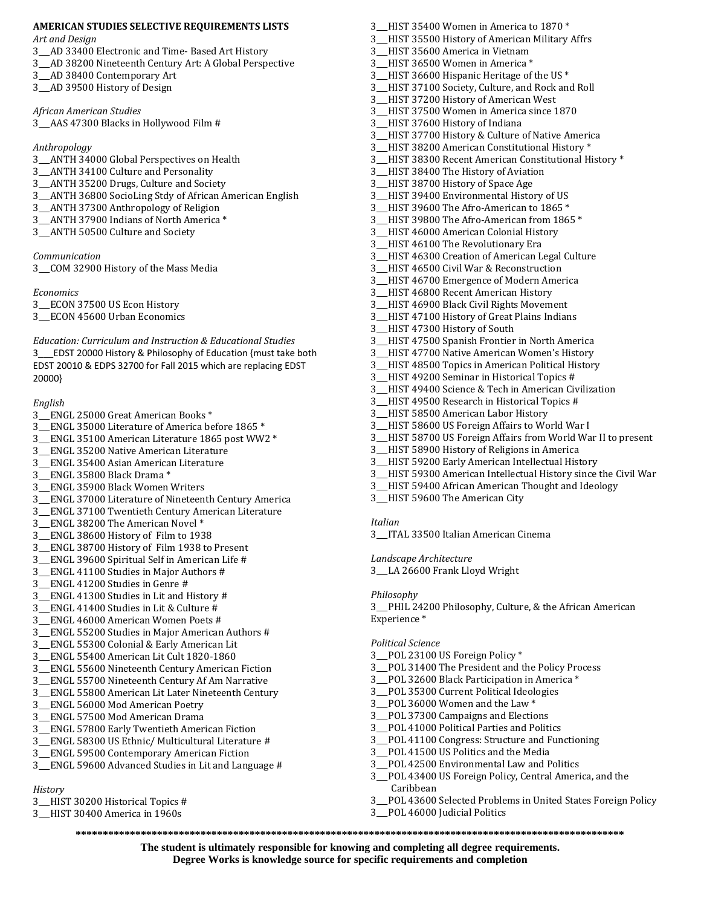**AMERICAN STUDIES SELECTIVE REQUIREMENTS LISTS**

*Art and Design*

3___AD 33400 Electronic and Time- Based Art History
3___AD 38200 Nineteenth Century Art: A Global Perspective
3___AD 38400 Contemporary Art
3___AD 39500 History of Design

*African American Studies*

3___AAS 47300 Blacks in Hollywood Film #

*Anthropology*

3___ANTH 34000 Global Perspectives on Health
3___ANTH 34100 Culture and Personality
3___ANTH 35200 Drugs, Culture and Society
3___ANTH 36800 SocioLing Stdy of African American English
3___ANTH 37300 Anthropology of Religion
3___ANTH 37900 Indians of North America *
3___ANTH 50500 Culture and Society

*Communication*

3___COM 32900 History of the Mass Media

*Economics*

3___ECON 37500 US Econ History
3___ECON 45600 Urban Economics

*Education: Curriculum and Instruction & Educational Studies*

3___EDST 20000 History & Philosophy of Education {must take both EDST 20010 & EDPS 32700 for Fall 2015 which are replacing EDST 20000}

*English*

3___ENGL 25000 Great American Books *
3___ENGL 35000 Literature of America before 1865 *
3___ENGL 35100 American Literature 1865 post WW2 *
3___ENGL 35200 Native American Literature
3___ENGL 35400 Asian American Literature
3___ENGL 35800 Black Drama *
3___ENGL 35900 Black Women Writers
3___ENGL 37000 Literature of Nineteenth Century America
3___ENGL 37100 Twentieth Century American Literature
3___ENGL 38200 The American Novel *
3___ENGL 38600 History of Film to 1938
3___ENGL 38700 History of Film 1938 to Present
3___ENGL 39600 Spiritual Self in American Life #
3___ENGL 41100 Studies in Major Authors #
3___ENGL 41200 Studies in Genre #
3___ENGL 41300 Studies in Lit and History #
3___ENGL 41400 Studies in Lit & Culture #
3___ENGL 46000 American Women Poets #
3___ENGL 55200 Studies in Major American Authors #
3___ENGL 55300 Colonial & Early American Lit
3___ENGL 55400 American Lit Cult 1820-1860
3___ENGL 55600 Nineteenth Century American Fiction
3___ENGL 55700 Nineteenth Century Af Am Narrative
3___ENGL 55800 American Lit Later Nineteenth Century
3___ENGL 56000 Mod American Poetry
3___ENGL 57500 Mod American Drama
3___ENGL 57800 Early Twentieth American Fiction
3___ENGL 58300 US Ethnic/ Multicultural Literature #
3___ENGL 59500 Contemporary American Fiction
3___ENGL 59600 Advanced Studies in Lit and Language #

*History*

3___HIST 30200 Historical Topics #
3___HIST 30400 America in 1960s
3___HIST 35400 Women in America to 1870 *
3___HIST 35500 History of American Military Affrs
3___HIST 35600 America in Vietnam
3___HIST 36500 Women in America *
3___HIST 36600 Hispanic Heritage of the US *
3___HIST 37100 Society, Culture, and Rock and Roll
3___HIST 37200 History of American West
3___HIST 37500 Women in America since 1870
3___HIST 37600 History of Indiana
3___HIST 37700 History & Culture of Native America
3___HIST 38200 American Constitutional History *
3___HIST 38300 Recent American Constitutional History *
3___HIST 38400 The History of Aviation
3___HIST 38700 History of Space Age
3___HIST 39400 Environmental History of US
3___HIST 39600 The Afro-American to 1865 *
3___HIST 39800 The Afro-American from 1865 *
3___HIST 46000 American Colonial History
3___HIST 46100 The Revolutionary Era
3___HIST 46300 Creation of American Legal Culture
3___HIST 46500 Civil War & Reconstruction
3___HIST 46700 Emergence of Modern America
3___HIST 46800 Recent American History
3___HIST 46900 Black Civil Rights Movement
3___HIST 47100 History of Great Plains Indians
3___HIST 47300 History of South
3___HIST 47500 Spanish Frontier in North America
3___HIST 47700 Native American Women's History
3___HIST 48500 Topics in American Political History
3___HIST 49200 Seminar in Historical Topics #
3___HIST 49400 Science & Tech in American Civilization
3___HIST 49500 Research in Historical Topics #
3___HIST 58500 American Labor History
3___HIST 58600 US Foreign Affairs to World War I
3___HIST 58700 US Foreign Affairs from World War II to present
3___HIST 58900 History of Religions in America
3___HIST 59200 Early American Intellectual History
3___HIST 59300 American Intellectual History since the Civil War
3___HIST 59400 African American Thought and Ideology
3___HIST 59600 The American City

*Italian*

3___ITAL 33500 Italian American Cinema

*Landscape Architecture*

3___LA 26600 Frank Lloyd Wright

*Philosophy*

3___PHIL 24200 Philosophy, Culture, & the African American Experience *

*Political Science*

3___POL 23100 US Foreign Policy *
3___POL 31400 The President and the Policy Process
3___POL 32600 Black Participation in America *
3___POL 35300 Current Political Ideologies
3___POL 36000 Women and the Law *
3___POL 37300 Campaigns and Elections
3___POL 41000 Political Parties and Politics
3___POL 41100 Congress: Structure and Functioning
3___POL 41500 US Politics and the Media
3___POL 42500 Environmental Law and Politics
3___POL 43400 US Foreign Policy, Central America, and the Caribbean
3___POL 43600 Selected Problems in United States Foreign Policy
3___POL 46000 Judicial Politics

**************************************************************************************************************

**The student is ultimately responsible for knowing and completing all degree requirements.**
**Degree Works is knowledge source for specific requirements and completion**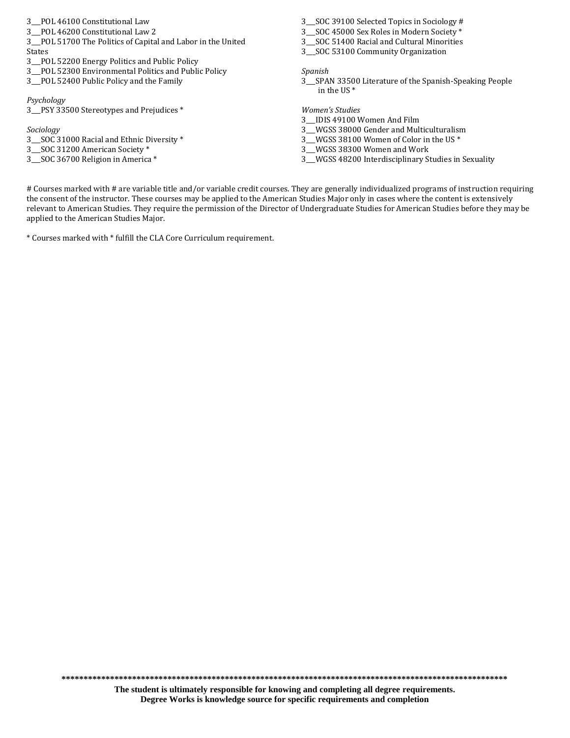3___POL 46100 Constitutional Law
3___POL 46200 Constitutional Law 2
3___POL 51700 The Politics of Capital and Labor in the United States
3___POL 52200 Energy Politics and Public Policy
3___POL 52300 Environmental Politics and Public Policy
3___POL 52400 Public Policy and the Family

*Psychology*
3___PSY 33500 Stereotypes and Prejudices *

*Sociology*
3___SOC 31000 Racial and Ethnic Diversity *
3___SOC 31200 American Society *
3___SOC 36700 Religion in America *
3___SOC 39100 Selected Topics in Sociology #
3___SOC 45000 Sex Roles in Modern Society *
3___SOC 51400 Racial and Cultural Minorities
3___SOC 53100 Community Organization

*Spanish*
3___SPAN 33500 Literature of the Spanish-Speaking People in the US *

*Women's Studies*
3___IDIS 49100 Women And Film
3___WGSS 38000 Gender and Multiculturalism
3___WGSS 38100 Women of Color in the US *
3___WGSS 38300 Women and Work
3___WGSS 48200 Interdisciplinary Studies in Sexuality

# Courses marked with # are variable title and/or variable credit courses. They are generally individualized programs of instruction requiring the consent of the instructor. These courses may be applied to the American Studies Major only in cases where the content is extensively relevant to American Studies. They require the permission of the Director of Undergraduate Studies for American Studies before they may be applied to the American Studies Major.

* Courses marked with * fulfill the CLA Core Curriculum requirement.

****************************************************************************************************

**The student is ultimately responsible for knowing and completing all degree requirements.**
**Degree Works is knowledge source for specific requirements and completion**